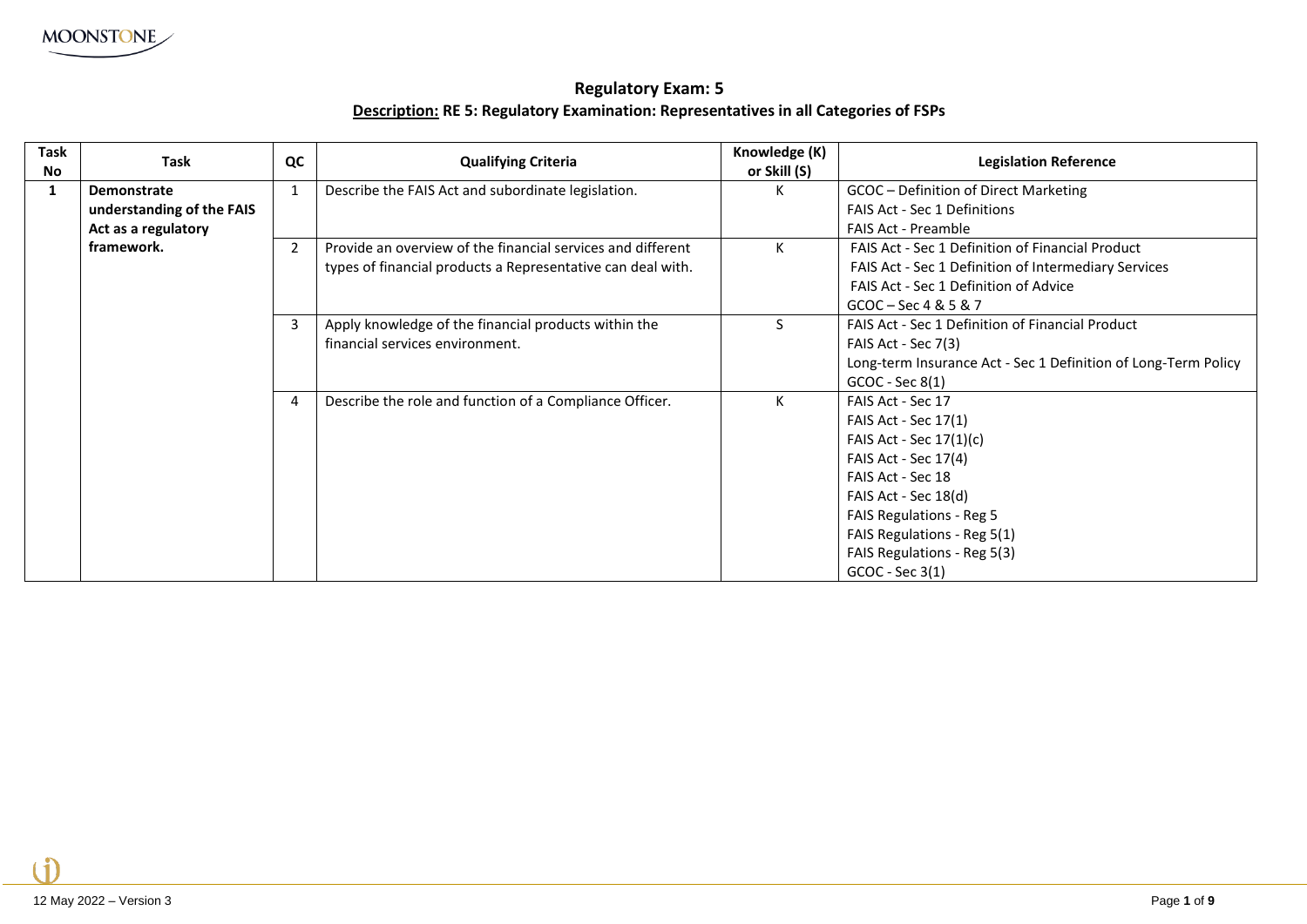## Regulatory Exam: 5

**Description: RE 5: Regulatory Examination: Representatives in all Categories of FSPs**

| Task No | Task | QC | Qualifying Criteria | Knowledge (K) or Skill (S) | Legislation Reference |
|---|---|---|---|---|---|
| 1 | **Demonstrate understanding of the FAIS Act as a regulatory framework.** | 1 | Describe the FAIS Act and subordinate legislation. | K | GCOC – Definition of Direct Marketing<br>FAIS Act - Sec 1 Definitions<br>FAIS Act - Preamble |
| | | 2 | Provide an overview of the financial services and different types of financial products a Representative can deal with. | K | FAIS Act - Sec 1 Definition of Financial Product<br>FAIS Act - Sec 1 Definition of Intermediary Services<br>FAIS Act - Sec 1 Definition of Advice<br>GCOC – Sec 4 & 5 & 7 |
| | | 3 | Apply knowledge of the financial products within the financial services environment. | S | FAIS Act - Sec 1 Definition of Financial Product<br>FAIS Act - Sec 7(3)<br>Long-term Insurance Act - Sec 1 Definition of Long-Term Policy<br>GCOC - Sec 8(1) |
| | | 4 | Describe the role and function of a Compliance Officer. | K | FAIS Act - Sec 17<br>FAIS Act - Sec 17(1)<br>FAIS Act - Sec 17(1)(c)<br>FAIS Act - Sec 17(4)<br>FAIS Act - Sec 18<br>FAIS Act - Sec 18(d)<br>FAIS Regulations - Reg 5<br>FAIS Regulations - Reg 5(1)<br>FAIS Regulations - Reg 5(3)<br>GCOC - Sec 3(1) |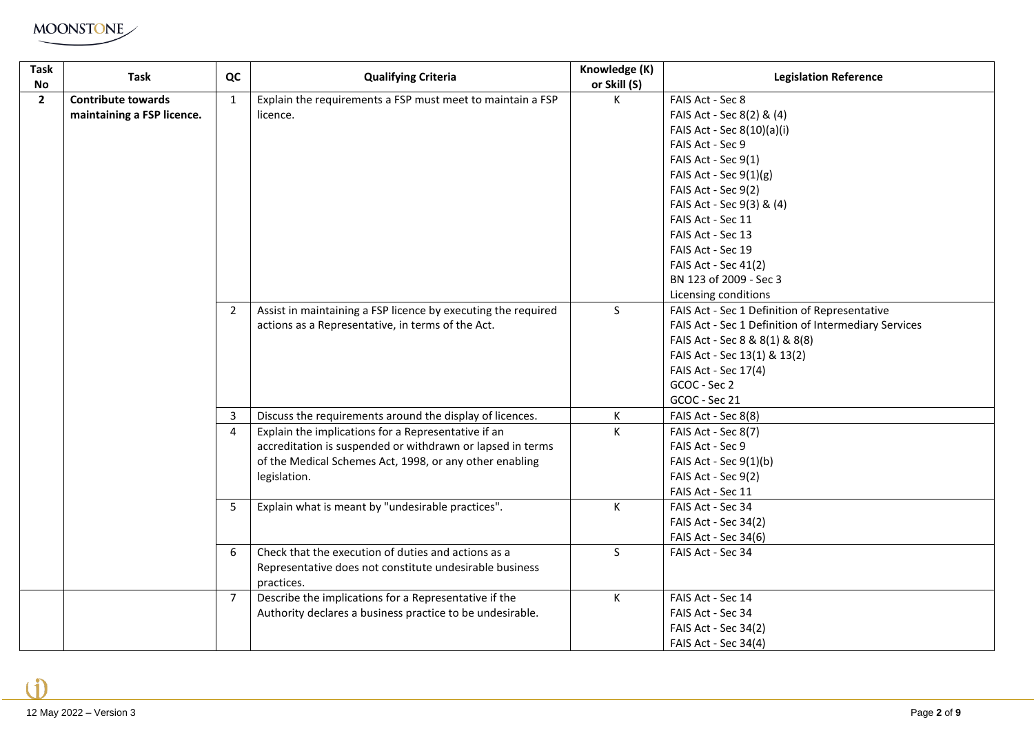| Task No | Task | QC | Qualifying Criteria | Knowledge (K) or Skill (S) | Legislation Reference |
|---|---|---|---|---|---|
| 2 | **Contribute towards maintaining a FSP licence.** | 1 | Explain the requirements a FSP must meet to maintain a FSP licence. | K | FAIS Act - Sec 8<br>FAIS Act - Sec 8(2) & (4)<br>FAIS Act - Sec 8(10)(a)(i)<br>FAIS Act - Sec 9<br>FAIS Act - Sec 9(1)<br>FAIS Act - Sec 9(1)(g)<br>FAIS Act - Sec 9(2)<br>FAIS Act - Sec 9(3) & (4)<br>FAIS Act - Sec 11<br>FAIS Act - Sec 13<br>FAIS Act - Sec 19<br>FAIS Act - Sec 41(2)<br>BN 123 of 2009 - Sec 3<br>Licensing conditions |
| | | 2 | Assist in maintaining a FSP licence by executing the required actions as a Representative, in terms of the Act. | S | FAIS Act - Sec 1 Definition of Representative<br>FAIS Act - Sec 1 Definition of Intermediary Services<br>FAIS Act - Sec 8 & 8(1) & 8(8)<br>FAIS Act - Sec 13(1) & 13(2)<br>FAIS Act - Sec 17(4)<br>GCOC - Sec 2<br>GCOC - Sec 21 |
| | | 3 | Discuss the requirements around the display of licences. | K | FAIS Act - Sec 8(8) |
| | | 4 | Explain the implications for a Representative if an accreditation is suspended or withdrawn or lapsed in terms of the Medical Schemes Act, 1998, or any other enabling legislation. | K | FAIS Act - Sec 8(7)<br>FAIS Act - Sec 9<br>FAIS Act - Sec 9(1)(b)<br>FAIS Act - Sec 9(2)<br>FAIS Act - Sec 11 |
| | | 5 | Explain what is meant by "undesirable practices". | K | FAIS Act - Sec 34<br>FAIS Act - Sec 34(2)<br>FAIS Act - Sec 34(6) |
| | | 6 | Check that the execution of duties and actions as a Representative does not constitute undesirable business practices. | S | FAIS Act - Sec 34 |
| | | 7 | Describe the implications for a Representative if the Authority declares a business practice to be undesirable. | K | FAIS Act - Sec 14<br>FAIS Act - Sec 34<br>FAIS Act - Sec 34(2)<br>FAIS Act - Sec 34(4) |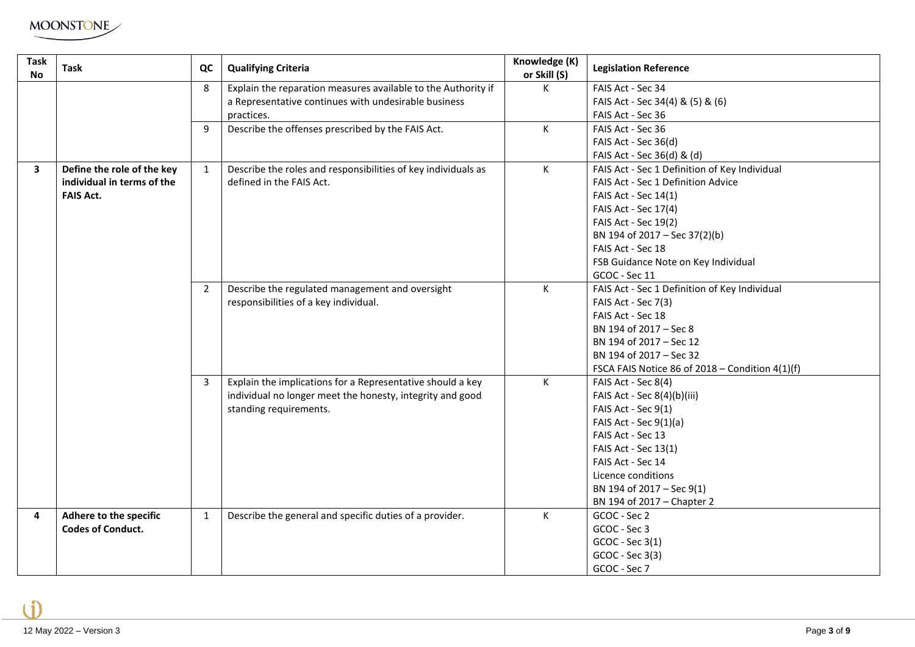| Task No | Task | QC | Qualifying Criteria | Knowledge (K) or Skill (S) | Legislation Reference |
|---|---|---|---|---|---|
| | | 8 | Explain the reparation measures available to the Authority if a Representative continues with undesirable business practices. | K | FAIS Act - Sec 34<br>FAIS Act - Sec 34(4) & (5) & (6)<br>FAIS Act - Sec 36 |
| | | 9 | Describe the offenses prescribed by the FAIS Act. | K | FAIS Act - Sec 36<br>FAIS Act - Sec 36(d)<br>FAIS Act - Sec 36(d) & (d) |
| **3** | **Define the role of the key individual in terms of the FAIS Act.** | 1 | Describe the roles and responsibilities of key individuals as defined in the FAIS Act. | K | FAIS Act - Sec 1 Definition of Key Individual<br>FAIS Act - Sec 1 Definition Advice<br>FAIS Act - Sec 14(1)<br>FAIS Act - Sec 17(4)<br>FAIS Act - Sec 19(2)<br>BN 194 of 2017 – Sec 37(2)(b)<br>FAIS Act - Sec 18<br>FSB Guidance Note on Key Individual<br>GCOC - Sec 11 |
| | | 2 | Describe the regulated management and oversight responsibilities of a key individual. | K | FAIS Act - Sec 1 Definition of Key Individual<br>FAIS Act - Sec 7(3)<br>FAIS Act - Sec 18<br>BN 194 of 2017 – Sec 8<br>BN 194 of 2017 – Sec 12<br>BN 194 of 2017 – Sec 32<br>FSCA FAIS Notice 86 of 2018 – Condition 4(1)(f) |
| | | 3 | Explain the implications for a Representative should a key individual no longer meet the honesty, integrity and good standing requirements. | K | FAIS Act - Sec 8(4)<br>FAIS Act - Sec 8(4)(b)(iii)<br>FAIS Act - Sec 9(1)<br>FAIS Act - Sec 9(1)(a)<br>FAIS Act - Sec 13<br>FAIS Act - Sec 13(1)<br>FAIS Act - Sec 14<br>Licence conditions<br>BN 194 of 2017 – Sec 9(1)<br>BN 194 of 2017 – Chapter 2 |
| **4** | **Adhere to the specific Codes of Conduct.** | 1 | Describe the general and specific duties of a provider. | K | GCOC - Sec 2<br>GCOC - Sec 3<br>GCOC - Sec 3(1)<br>GCOC - Sec 3(3)<br>GCOC - Sec 7 |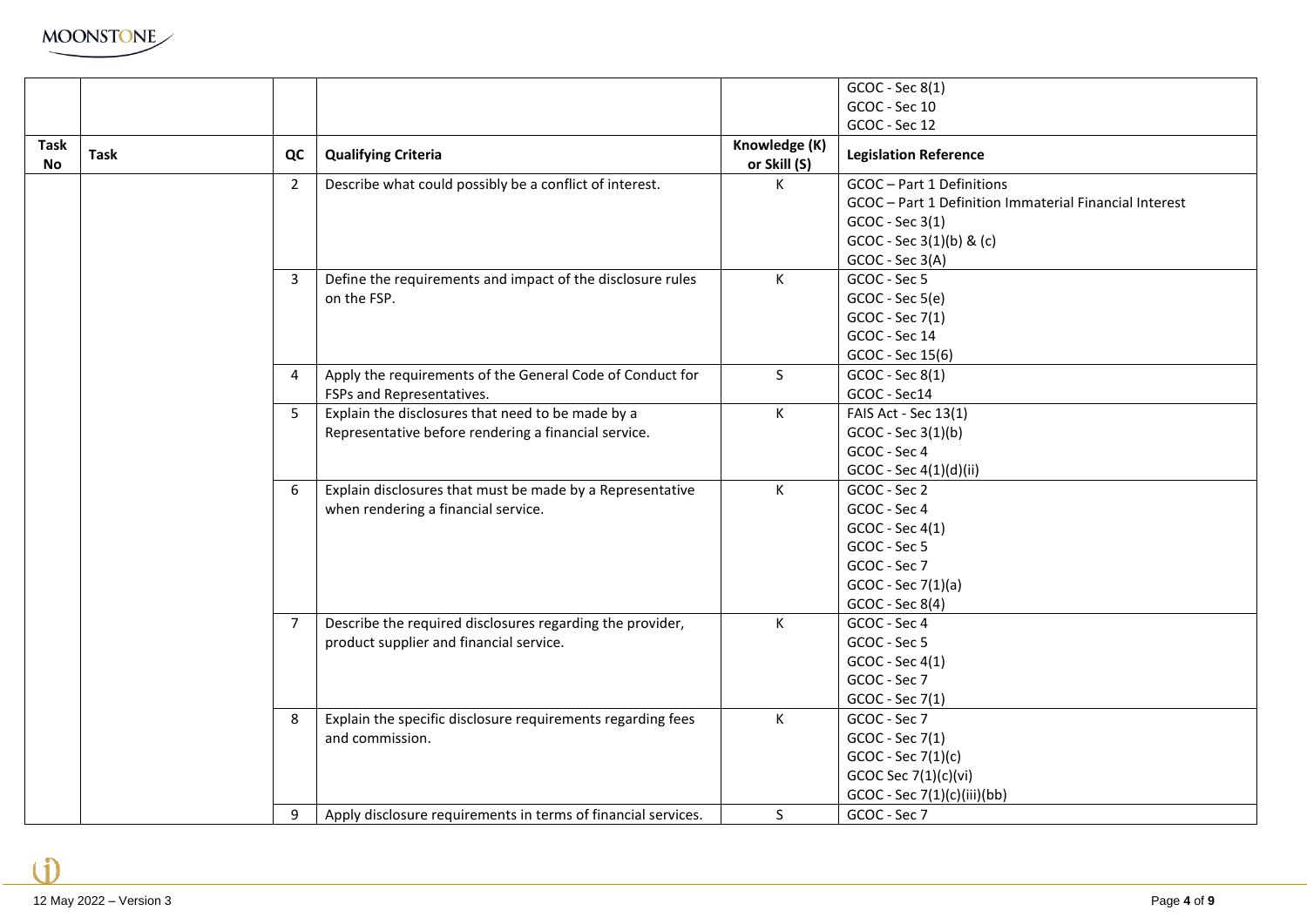| Task No | Task | QC | Qualifying Criteria | Knowledge (K) or Skill (S) | Legislation Reference |
|---|---|---|---|---|---|
| | | | | | GCOC - Sec 8(1)<br>GCOC - Sec 10<br>GCOC - Sec 12 |
| | | 2 | Describe what could possibly be a conflict of interest. | K | GCOC – Part 1 Definitions<br>GCOC – Part 1 Definition Immaterial Financial Interest<br>GCOC - Sec 3(1)<br>GCOC - Sec 3(1)(b) & (c)<br>GCOC - Sec 3(A) |
| | | 3 | Define the requirements and impact of the disclosure rules on the FSP. | K | GCOC - Sec 5<br>GCOC - Sec 5(e)<br>GCOC - Sec 7(1)<br>GCOC - Sec 14<br>GCOC - Sec 15(6) |
| | | 4 | Apply the requirements of the General Code of Conduct for FSPs and Representatives. | S | GCOC - Sec 8(1)<br>GCOC - Sec14 |
| | | 5 | Explain the disclosures that need to be made by a Representative before rendering a financial service. | K | FAIS Act - Sec 13(1)<br>GCOC - Sec 3(1)(b)<br>GCOC - Sec 4<br>GCOC - Sec 4(1)(d)(ii) |
| | | 6 | Explain disclosures that must be made by a Representative when rendering a financial service. | K | GCOC - Sec 2<br>GCOC - Sec 4<br>GCOC - Sec 4(1)<br>GCOC - Sec 5<br>GCOC - Sec 7<br>GCOC - Sec 7(1)(a)<br>GCOC - Sec 8(4) |
| | | 7 | Describe the required disclosures regarding the provider, product supplier and financial service. | K | GCOC - Sec 4<br>GCOC - Sec 5<br>GCOC - Sec 4(1)<br>GCOC - Sec 7<br>GCOC - Sec 7(1) |
| | | 8 | Explain the specific disclosure requirements regarding fees and commission. | K | GCOC - Sec 7<br>GCOC - Sec 7(1)<br>GCOC - Sec 7(1)(c)<br>GCOC Sec 7(1)(c)(vi)<br>GCOC - Sec 7(1)(c)(iii)(bb) |
| | | 9 | Apply disclosure requirements in terms of financial services. | S | GCOC - Sec 7 |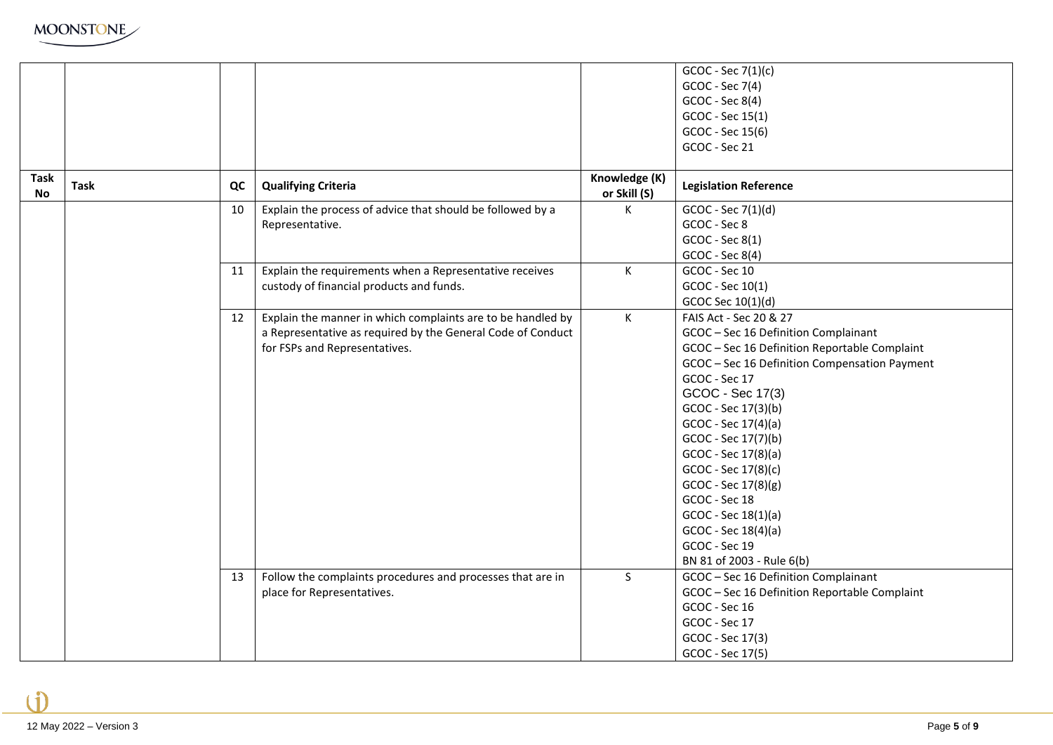| Task No | Task | QC | Qualifying Criteria | Knowledge (K) or Skill (S) | Legislation Reference |
| --- | --- | --- | --- | --- | --- |
| | | | | | GCOC - Sec 7(1)(c)<br>GCOC - Sec 7(4)<br>GCOC - Sec 8(4)<br>GCOC - Sec 15(1)<br>GCOC - Sec 15(6)<br>GCOC - Sec 21 |
| | | 10 | Explain the process of advice that should be followed by a Representative. | K | GCOC - Sec 7(1)(d)<br>GCOC - Sec 8<br>GCOC - Sec 8(1)<br>GCOC - Sec 8(4) |
| | | 11 | Explain the requirements when a Representative receives custody of financial products and funds. | K | GCOC - Sec 10<br>GCOC - Sec 10(1)<br>GCOC Sec 10(1)(d) |
| | | 12 | Explain the manner in which complaints are to be handled by a Representative as required by the General Code of Conduct for FSPs and Representatives. | K | FAIS Act - Sec 20 & 27<br>GCOC – Sec 16 Definition Complainant<br>GCOC – Sec 16 Definition Reportable Complaint<br>GCOC – Sec 16 Definition Compensation Payment<br>GCOC - Sec 17<br>GCOC - Sec 17(3)<br>GCOC - Sec 17(3)(b)<br>GCOC - Sec 17(4)(a)<br>GCOC - Sec 17(7)(b)<br>GCOC - Sec 17(8)(a)<br>GCOC - Sec 17(8)(c)<br>GCOC - Sec 17(8)(g)<br>GCOC - Sec 18<br>GCOC - Sec 18(1)(a)<br>GCOC - Sec 18(4)(a)<br>GCOC - Sec 19<br>BN 81 of 2003 - Rule 6(b) |
| | | 13 | Follow the complaints procedures and processes that are in place for Representatives. | S | GCOC – Sec 16 Definition Complainant<br>GCOC – Sec 16 Definition Reportable Complaint<br>GCOC - Sec 16<br>GCOC - Sec 17<br>GCOC - Sec 17(3)<br>GCOC - Sec 17(5) |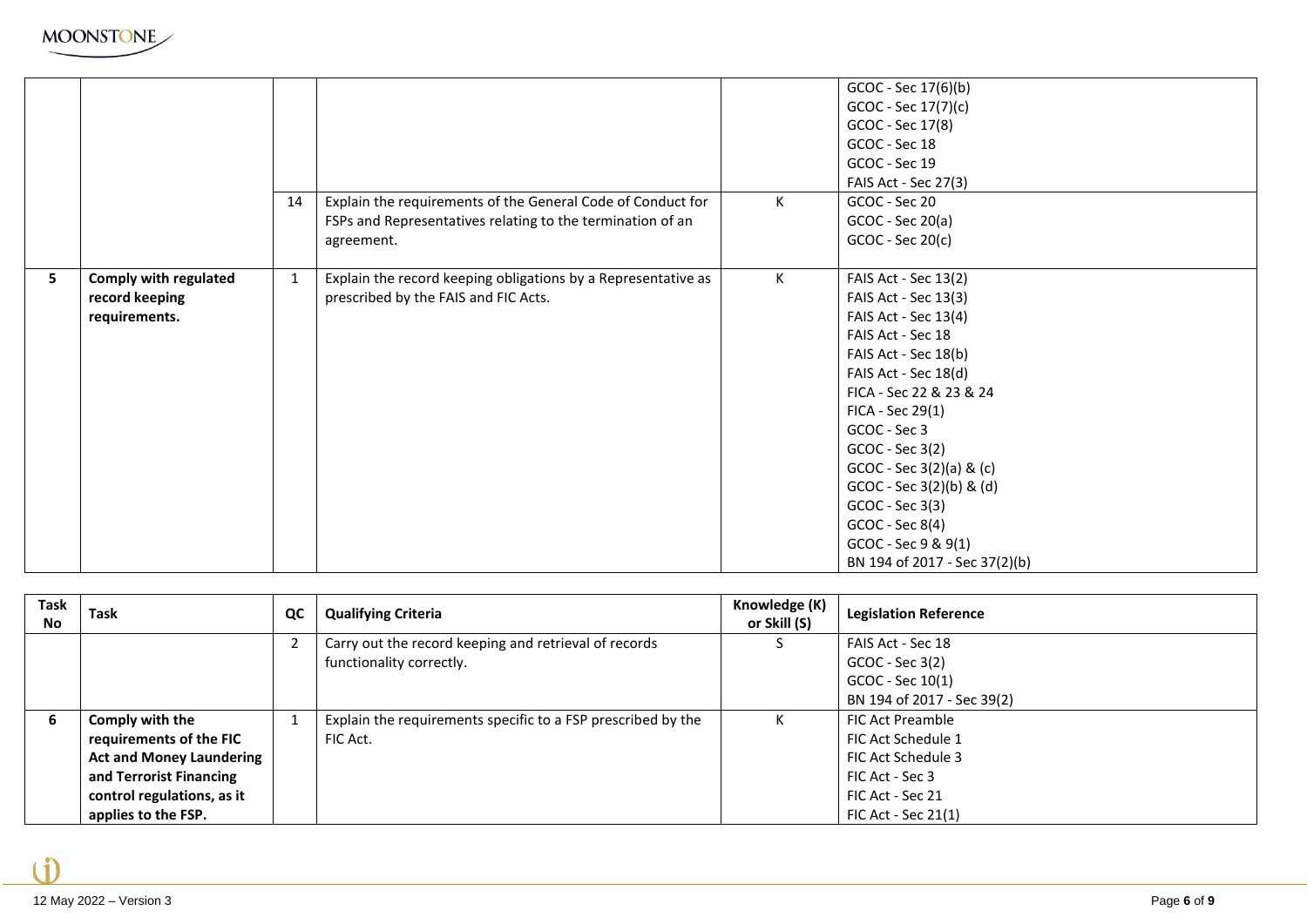| Task No | Task | QC | Qualifying Criteria | Knowledge (K) or Skill (S) | Legislation Reference |
|---|---|---|---|---|---|
| | | | | | GCOC - Sec 17(6)(b)<br>GCOC - Sec 17(7)(c)<br>GCOC - Sec 17(8)<br>GCOC - Sec 18<br>GCOC - Sec 19<br>FAIS Act - Sec 27(3) |
| | | 14 | Explain the requirements of the General Code of Conduct for FSPs and Representatives relating to the termination of an agreement. | K | GCOC - Sec 20<br>GCOC - Sec 20(a)<br>GCOC - Sec 20(c) |
| 5 | **Comply with regulated record keeping requirements.** | 1 | Explain the record keeping obligations by a Representative as prescribed by the FAIS and FIC Acts. | K | FAIS Act - Sec 13(2)<br>FAIS Act - Sec 13(3)<br>FAIS Act - Sec 13(4)<br>FAIS Act - Sec 18<br>FAIS Act - Sec 18(b)<br>FAIS Act - Sec 18(d)<br>FICA - Sec 22 & 23 & 24<br>FICA - Sec 29(1)<br>GCOC - Sec 3<br>GCOC - Sec 3(2)<br>GCOC - Sec 3(2)(a) & (c)<br>GCOC - Sec 3(2)(b) & (d)<br>GCOC - Sec 3(3)<br>GCOC - Sec 8(4)<br>GCOC - Sec 9 & 9(1)<br>BN 194 of 2017 - Sec 37(2)(b) |
| | | 2 | Carry out the record keeping and retrieval of records functionality correctly. | S | FAIS Act - Sec 18<br>GCOC - Sec 3(2)<br>GCOC - Sec 10(1)<br>BN 194 of 2017 - Sec 39(2) |
| 6 | **Comply with the requirements of the FIC Act and Money Laundering and Terrorist Financing control regulations, as it applies to the FSP.** | 1 | Explain the requirements specific to a FSP prescribed by the FIC Act. | K | FIC Act Preamble<br>FIC Act Schedule 1<br>FIC Act Schedule 3<br>FIC Act - Sec 3<br>FIC Act - Sec 21<br>FIC Act - Sec 21(1) |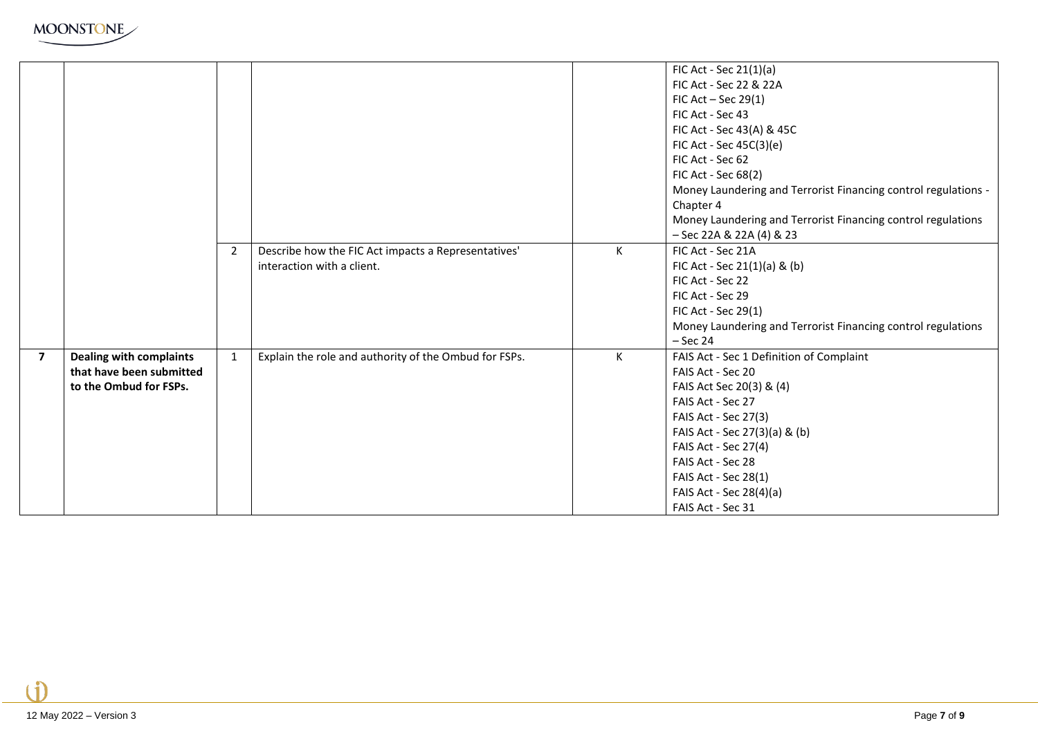| | | | | | |
|---|---|---|---|---|---|
| | | | | | FIC Act - Sec 21(1)(a)<br>FIC Act - Sec 22 & 22A<br>FIC Act – Sec 29(1)<br>FIC Act - Sec 43<br>FIC Act - Sec 43(A) & 45C<br>FIC Act - Sec 45C(3)(e)<br>FIC Act - Sec 62<br>FIC Act - Sec 68(2)<br>Money Laundering and Terrorist Financing control regulations - Chapter 4<br>Money Laundering and Terrorist Financing control regulations – Sec 22A & 22A (4) & 23 |
| | | 2 | Describe how the FIC Act impacts a Representatives' interaction with a client. | K | FIC Act - Sec 21A<br>FIC Act - Sec 21(1)(a) & (b)<br>FIC Act - Sec 22<br>FIC Act - Sec 29<br>FIC Act - Sec 29(1)<br>Money Laundering and Terrorist Financing control regulations – Sec 24 |
| **7** | **Dealing with complaints that have been submitted to the Ombud for FSPs.** | 1 | Explain the role and authority of the Ombud for FSPs. | K | FAIS Act - Sec 1 Definition of Complaint<br>FAIS Act - Sec 20<br>FAIS Act Sec 20(3) & (4)<br>FAIS Act - Sec 27<br>FAIS Act - Sec 27(3)<br>FAIS Act - Sec 27(3)(a) & (b)<br>FAIS Act - Sec 27(4)<br>FAIS Act - Sec 28<br>FAIS Act - Sec 28(1)<br>FAIS Act - Sec 28(4)(a)<br>FAIS Act - Sec 31 |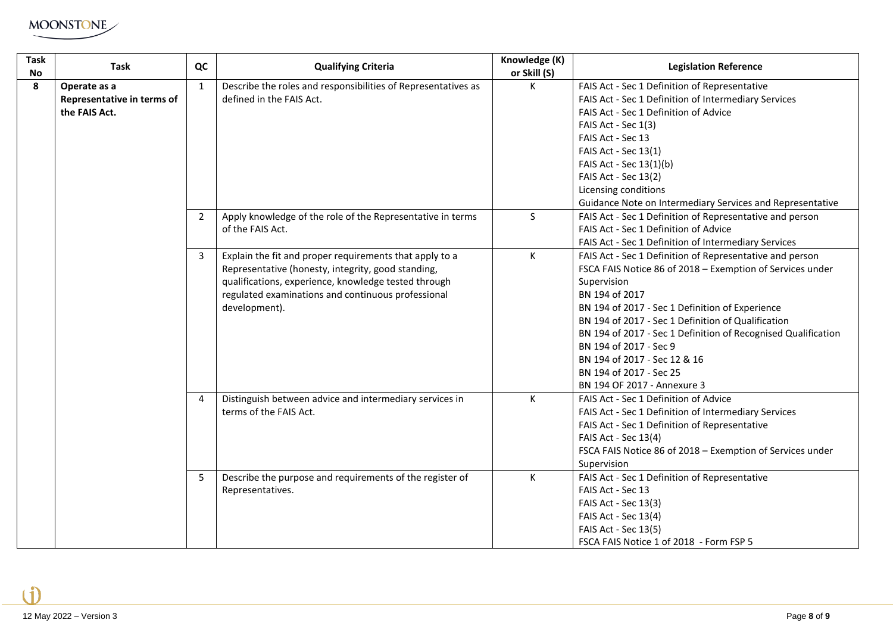| Task No | Task | QC | Qualifying Criteria | Knowledge (K) or Skill (S) | Legislation Reference |
|---|---|---|---|---|---|
| 8 | **Operate as a Representative in terms of the FAIS Act.** | 1 | Describe the roles and responsibilities of Representatives as defined in the FAIS Act. | K | FAIS Act - Sec 1 Definition of Representative<br>FAIS Act - Sec 1 Definition of Intermediary Services<br>FAIS Act - Sec 1 Definition of Advice<br>FAIS Act - Sec 1(3)<br>FAIS Act - Sec 13<br>FAIS Act - Sec 13(1)<br>FAIS Act - Sec 13(1)(b)<br>FAIS Act - Sec 13(2)<br>Licensing conditions<br>Guidance Note on Intermediary Services and Representative |
| | | 2 | Apply knowledge of the role of the Representative in terms of the FAIS Act. | S | FAIS Act - Sec 1 Definition of Representative and person<br>FAIS Act - Sec 1 Definition of Advice<br>FAIS Act - Sec 1 Definition of Intermediary Services |
| | | 3 | Explain the fit and proper requirements that apply to a Representative (honesty, integrity, good standing, qualifications, experience, knowledge tested through regulated examinations and continuous professional development). | K | FAIS Act - Sec 1 Definition of Representative and person<br>FSCA FAIS Notice 86 of 2018 – Exemption of Services under Supervision<br>BN 194 of 2017<br>BN 194 of 2017 - Sec 1 Definition of Experience<br>BN 194 of 2017 - Sec 1 Definition of Qualification<br>BN 194 of 2017 - Sec 1 Definition of Recognised Qualification<br>BN 194 of 2017 - Sec 9<br>BN 194 of 2017 - Sec 12 & 16<br>BN 194 of 2017 - Sec 25<br>BN 194 OF 2017 - Annexure 3 |
| | | 4 | Distinguish between advice and intermediary services in terms of the FAIS Act. | K | FAIS Act - Sec 1 Definition of Advice<br>FAIS Act - Sec 1 Definition of Intermediary Services<br>FAIS Act - Sec 1 Definition of Representative<br>FAIS Act - Sec 13(4)<br>FSCA FAIS Notice 86 of 2018 – Exemption of Services under Supervision |
| | | 5 | Describe the purpose and requirements of the register of Representatives. | K | FAIS Act - Sec 1 Definition of Representative<br>FAIS Act - Sec 13<br>FAIS Act - Sec 13(3)<br>FAIS Act - Sec 13(4)<br>FAIS Act - Sec 13(5)<br>FSCA FAIS Notice 1 of 2018 - Form FSP 5 |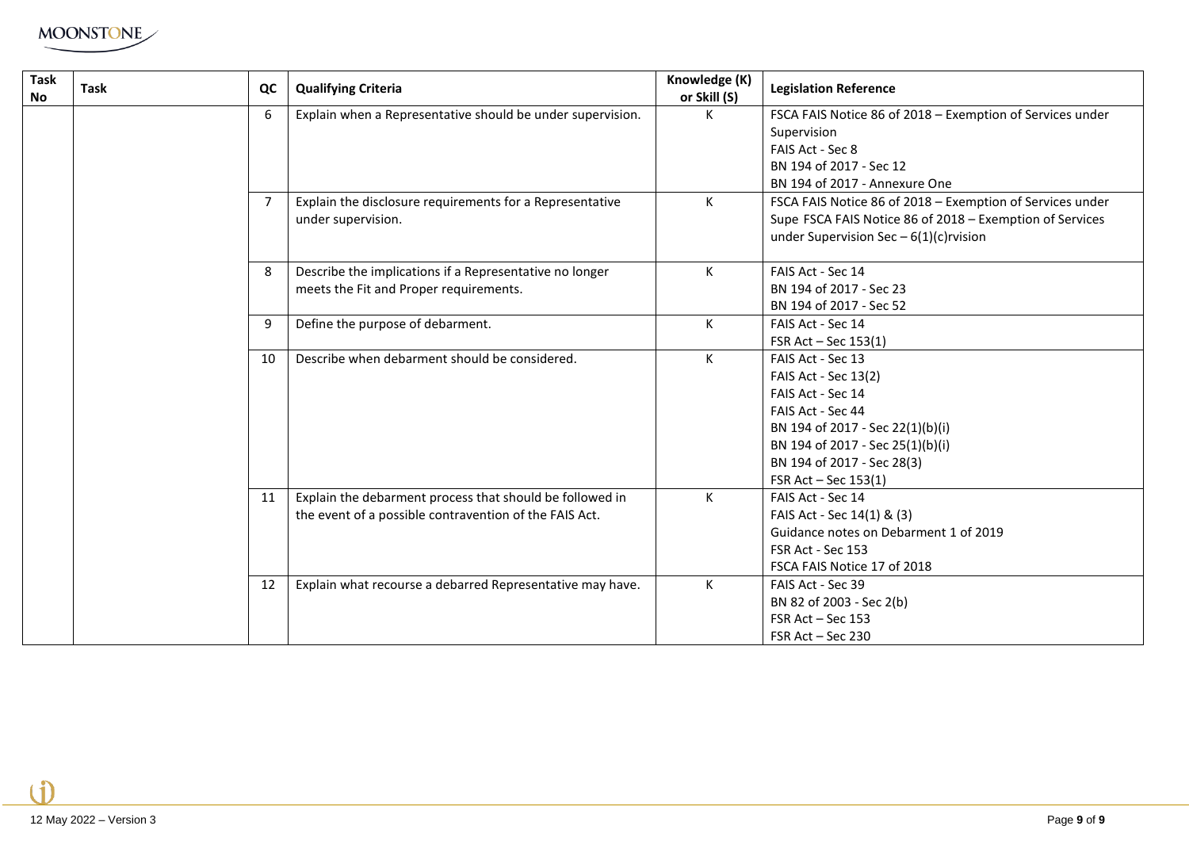| Task No | Task | QC | Qualifying Criteria | Knowledge (K) or Skill (S) | Legislation Reference |
|---|---|---|---|---|---|
| | | 6 | Explain when a Representative should be under supervision. | K | FSCA FAIS Notice 86 of 2018 – Exemption of Services under Supervision<br>FAIS Act - Sec 8<br>BN 194 of 2017 - Sec 12<br>BN 194 of 2017 - Annexure One |
| | | 7 | Explain the disclosure requirements for a Representative under supervision. | K | FSCA FAIS Notice 86 of 2018 – Exemption of Services under Supe FSCA FAIS Notice 86 of 2018 – Exemption of Services under Supervision Sec – 6(1)(c)rvision |
| | | 8 | Describe the implications if a Representative no longer meets the Fit and Proper requirements. | K | FAIS Act - Sec 14<br>BN 194 of 2017 - Sec 23<br>BN 194 of 2017 - Sec 52 |
| | | 9 | Define the purpose of debarment. | K | FAIS Act - Sec 14<br>FSR Act – Sec 153(1) |
| | | 10 | Describe when debarment should be considered. | K | FAIS Act - Sec 13<br>FAIS Act - Sec 13(2)<br>FAIS Act - Sec 14<br>FAIS Act - Sec 44<br>BN 194 of 2017 - Sec 22(1)(b)(i)<br>BN 194 of 2017 - Sec 25(1)(b)(i)<br>BN 194 of 2017 - Sec 28(3)<br>FSR Act – Sec 153(1) |
| | | 11 | Explain the debarment process that should be followed in the event of a possible contravention of the FAIS Act. | K | FAIS Act - Sec 14<br>FAIS Act - Sec 14(1) & (3)<br>Guidance notes on Debarment 1 of 2019<br>FSR Act - Sec 153<br>FSCA FAIS Notice 17 of 2018 |
| | | 12 | Explain what recourse a debarred Representative may have. | K | FAIS Act - Sec 39<br>BN 82 of 2003 - Sec 2(b)<br>FSR Act – Sec 153<br>FSR Act – Sec 230 |